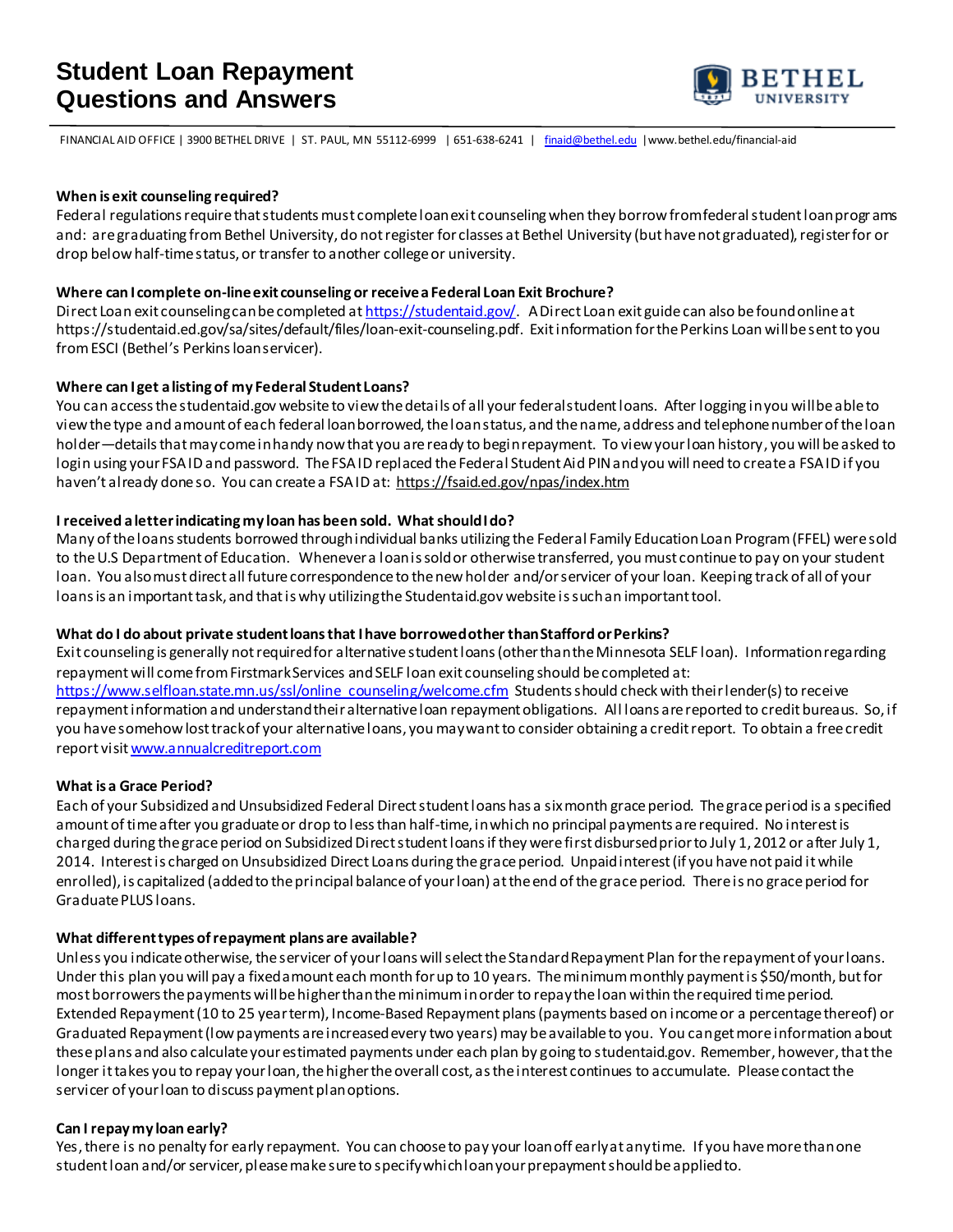# Student Loan Repayment Questions and Answers

FINANCIAL AID OFFICE | 3900 BETHEL DRIVE | ST. PAUL, MN 55112-6999 | 651-638-6241 | finaid@bethel.edu | www.bethel.edu/financial-aid

**When is exit counseling required?**

Federal regulations require that students must complete loan exit counseling when they borrow from federal student loan programs and: are graduating from Bethel University, do not register for classes at Bethel University (but have not graduated), register for or drop below half-time status, or transfer to another college or university.

**Where can I complete on-line exit counseling or receive a Federal Loan Exit Brochure?**

Direct Loan exit counseling can be completed at https://studentaid.gov/. A Direct Loan exit guide can also be found online at https://studentaid.ed.gov/sa/sites/default/files/loan-exit-counseling.pdf. Exit information for the Perkins Loan will be sent to you from ESCI (Bethel's Perkins loan servicer).

**Where can I get a listing of my Federal Student Loans?**

You can access the studentaid.gov website to view the details of all your federal student loans. After logging in you will be able to view the type and amount of each federal loan borrowed, the loan status, and the name, address and telephone number of the loan holder—details that may come in handy now that you are ready to begin repayment. To view your loan history, you will be asked to login using your FSA ID and password. The FSA ID replaced the Federal Student Aid PIN and you will need to create a FSA ID if you haven't already done so. You can create a FSA ID at: https://fsaid.ed.gov/npas/index.htm

**I received a letter indicating my loan has been sold. What should I do?**

Many of the loans students borrowed through individual banks utilizing the Federal Family Education Loan Program (FFEL) were sold to the U.S Department of Education. Whenever a loan is sold or otherwise transferred, you must continue to pay on your student loan. You also must direct all future correspondence to the new holder and/or servicer of your loan. Keeping track of all of your loans is an important task, and that is why utilizing the Studentaid.gov website is such an important tool.

**What do I do about private student loans that I have borrowed other than Stafford or Perkins?**

Exit counseling is generally not required for alternative student loans (other than the Minnesota SELF loan). Information regarding repayment will come from Firstmark Services and SELF loan exit counseling should be completed at: https://www.selfloan.state.mn.us/ssl/online_counseling/welcome.cfm Students should check with their lender(s) to receive repayment information and understand their alternative loan repayment obligations. All loans are reported to credit bureaus. So, if you have somehow lost track of your alternative loans, you may want to consider obtaining a credit report. To obtain a free credit report visit www.annualcreditreport.com

**What is a Grace Period?**

Each of your Subsidized and Unsubsidized Federal Direct student loans has a six month grace period. The grace period is a specified amount of time after you graduate or drop to less than half-time, in which no principal payments are required. No interest is charged during the grace period on Subsidized Direct student loans if they were first disbursed prior to July 1, 2012 or after July 1, 2014. Interest is charged on Unsubsidized Direct Loans during the grace period. Unpaid interest (if you have not paid it while enrolled), is capitalized (added to the principal balance of your loan) at the end of the grace period. There is no grace period for Graduate PLUS loans.

**What different types of repayment plans are available?**

Unless you indicate otherwise, the servicer of your loans will select the Standard Repayment Plan for the repayment of your loans. Under this plan you will pay a fixed amount each month for up to 10 years. The minimum monthly payment is $50/month, but for most borrowers the payments will be higher than the minimum in order to repay the loan within the required time period. Extended Repayment (10 to 25 year term), Income-Based Repayment plans (payments based on income or a percentage thereof) or Graduated Repayment (low payments are increased every two years) may be available to you. You can get more information about these plans and also calculate your estimated payments under each plan by going to studentaid.gov. Remember, however, that the longer it takes you to repay your loan, the higher the overall cost, as the interest continues to accumulate. Please contact the servicer of your loan to discuss payment plan options.

**Can I repay my loan early?**

Yes, there is no penalty for early repayment. You can choose to pay your loan off early at any time. If you have more than one student loan and/or servicer, please make sure to specify which loan your prepayment should be applied to.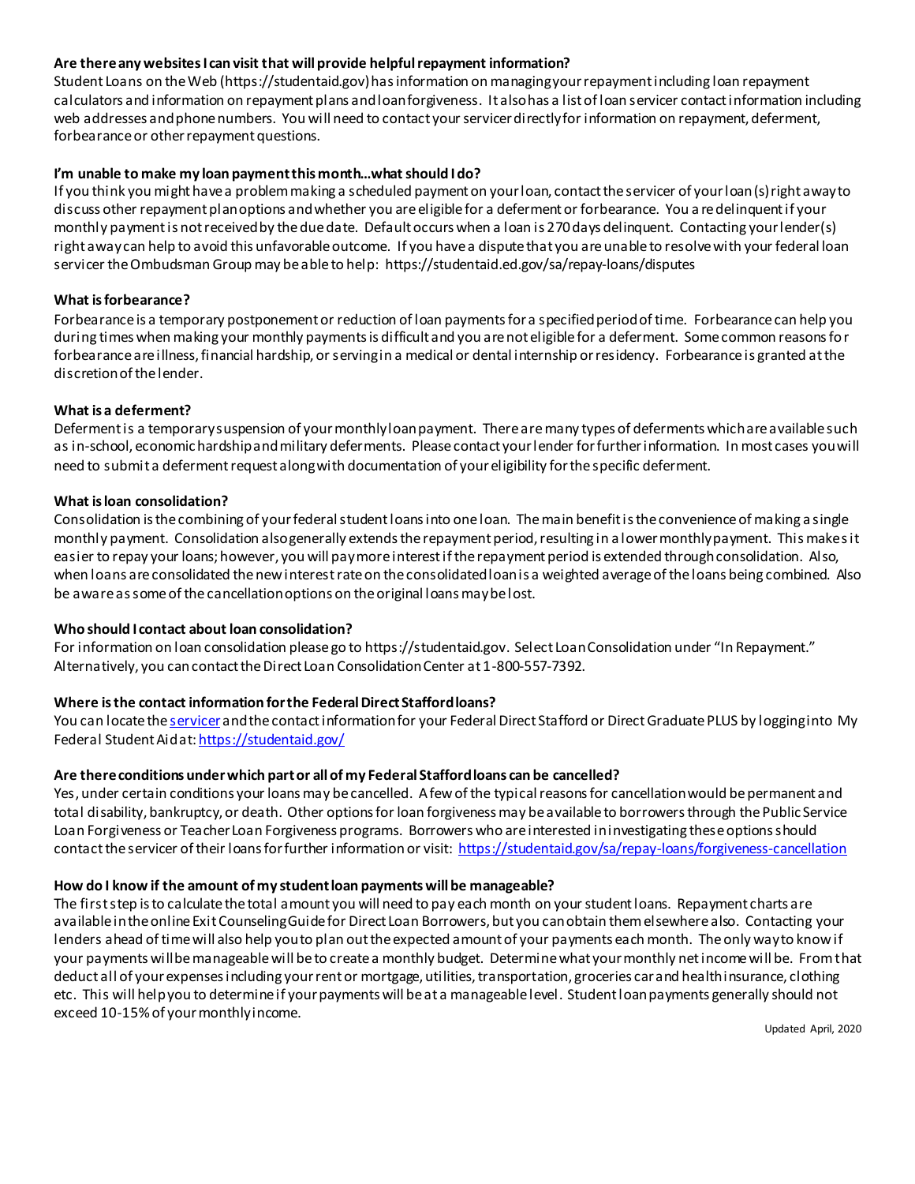**Are there any websites I can visit that will provide helpful repayment information?**

Student Loans on the Web (https://studentaid.gov) has information on managing your repayment including loan repayment calculators and information on repayment plans and loan forgiveness. It also has a list of loan servicer contact information including web addresses and phone numbers. You will need to contact your servicer directly for information on repayment, deferment, forbearance or other repayment questions.

**I'm unable to make my loan payment this month…what should I do?**

If you think you might have a problem making a scheduled payment on your loan, contact the servicer of your loan(s) right away to discuss other repayment plan options and whether you are eligible for a deferment or forbearance. You are delinquent if your monthly payment is not received by the due date. Default occurs when a loan is 270 days delinquent. Contacting your lender(s) right away can help to avoid this unfavorable outcome. If you have a dispute that you are unable to resolve with your federal loan servicer the Ombudsman Group may be able to help: https://studentaid.ed.gov/sa/repay-loans/disputes

**What is forbearance?**

Forbearance is a temporary postponement or reduction of loan payments for a specified period of time. Forbearance can help you during times when making your monthly payments is difficult and you are not eligible for a deferment. Some common reasons for forbearance are illness, financial hardship, or serving in a medical or dental internship or residency. Forbearance is granted at the discretion of the lender.

**What is a deferment?**

Deferment is a temporary suspension of your monthly loan payment. There are many types of deferments which are available such as in-school, economic hardship and military deferments. Please contact your lender for further information. In most cases you will need to submit a deferment request along with documentation of your eligibility for the specific deferment.

**What is loan consolidation?**

Consolidation is the combining of your federal student loans into one loan. The main benefit is the convenience of making a single monthly payment. Consolidation also generally extends the repayment period, resulting in a lower monthly payment. This makes it easier to repay your loans; however, you will pay more interest if the repayment period is extended through consolidation. Also, when loans are consolidated the new interest rate on the consolidated loan is a weighted average of the loans being combined. Also be aware as some of the cancellation options on the original loans may be lost.

**Who should I contact about loan consolidation?**

For information on loan consolidation please go to https://studentaid.gov. Select Loan Consolidation under "In Repayment." Alternatively, you can contact the Direct Loan Consolidation Center at 1-800-557-7392.

**Where is the contact information for the Federal Direct Stafford loans?**

You can locate the servicer and the contact information for your Federal Direct Stafford or Direct Graduate PLUS by logging into My Federal Student Aid at: https://studentaid.gov/

**Are there conditions under which part or all of my Federal Stafford loans can be cancelled?**

Yes, under certain conditions your loans may be cancelled. A few of the typical reasons for cancellation would be permanent and total disability, bankruptcy, or death. Other options for loan forgiveness may be available to borrowers through the Public Service Loan Forgiveness or Teacher Loan Forgiveness programs. Borrowers who are interested in investigating these options should contact the servicer of their loans for further information or visit: https://studentaid.gov/sa/repay-loans/forgiveness-cancellation

**How do I know if the amount of my student loan payments will be manageable?**

The first step is to calculate the total amount you will need to pay each month on your student loans. Repayment charts are available in the online Exit Counseling Guide for Direct Loan Borrowers, but you can obtain them elsewhere also. Contacting your lenders ahead of time will also help you to plan out the expected amount of your payments each month. The only way to know if your payments will be manageable will be to create a monthly budget. Determine what your monthly net income will be. From that deduct all of your expenses including your rent or mortgage, utilities, transportation, groceries car and health insurance, clothing etc. This will help you to determine if your payments will be at a manageable level. Student loan payments generally should not exceed 10-15% of your monthly income.

Updated April, 2020